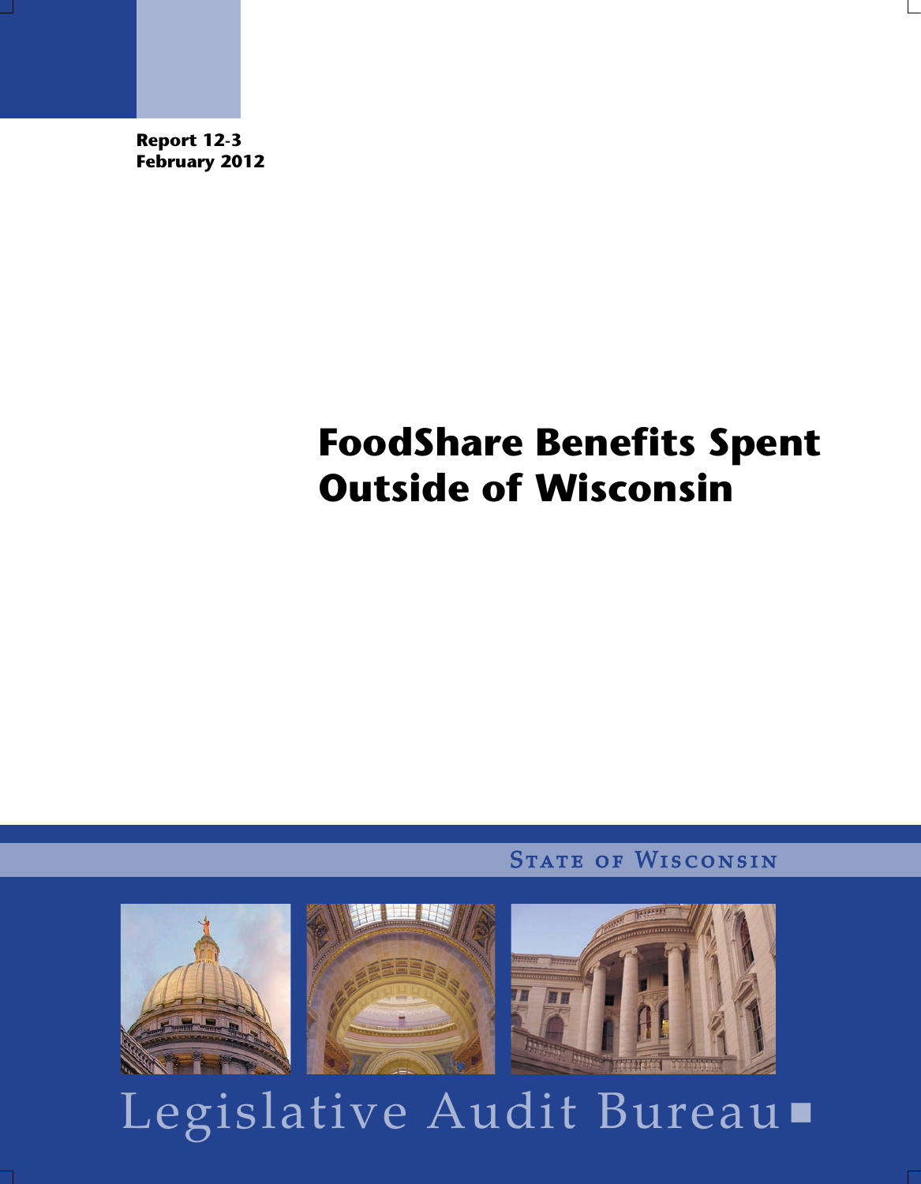**Report 12-3**
**February 2012**

# FoodShare Benefits Spent Outside of Wisconsin

State of Wisconsin

Legislative Audit Bureau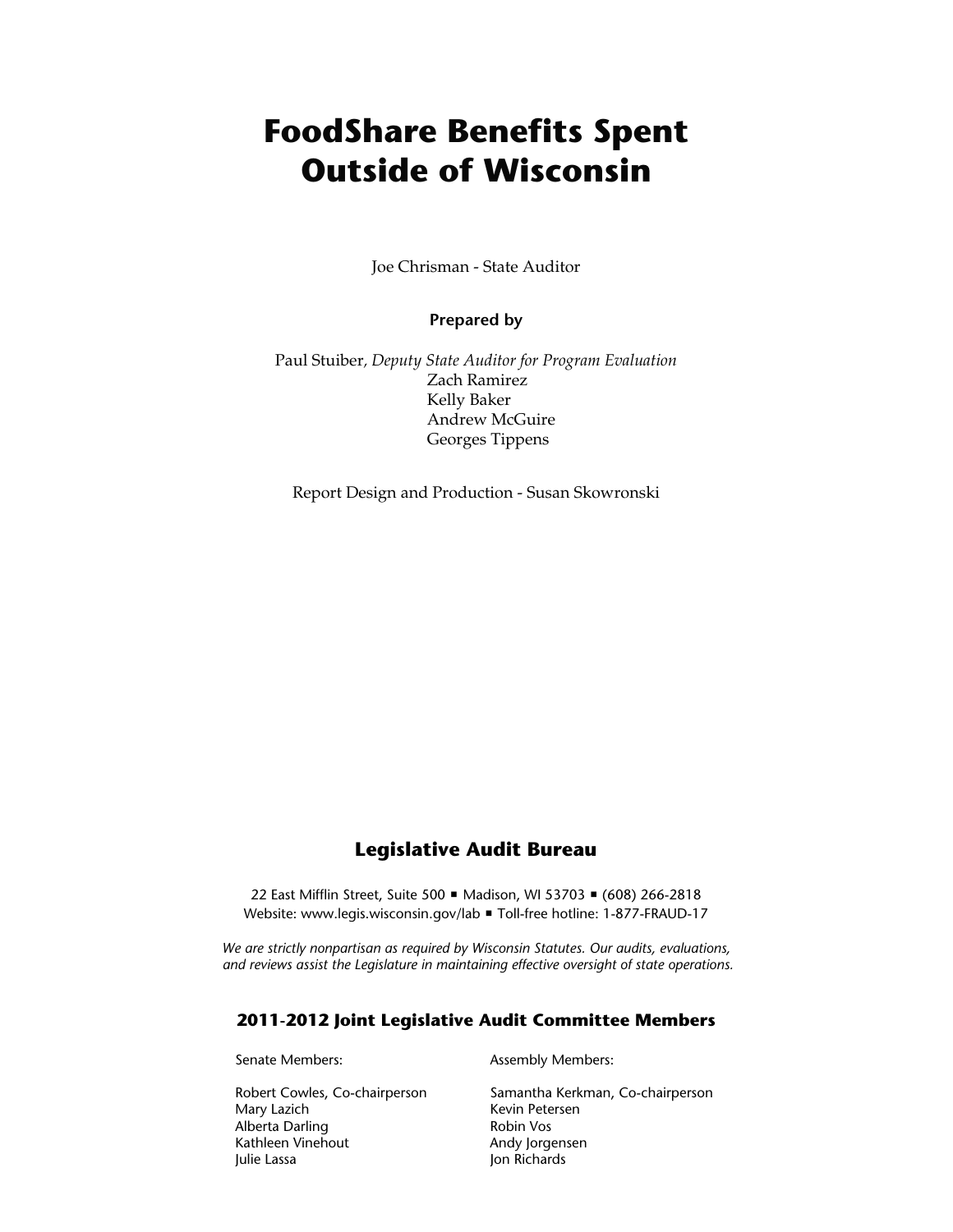# FoodShare Benefits Spent Outside of Wisconsin

Joe Chrisman - State Auditor

**Prepared by**

Paul Stuiber, *Deputy State Auditor for Program Evaluation*
Zach Ramirez
Kelly Baker
Andrew McGuire
Georges Tippens

Report Design and Production - Susan Skowronski

## Legislative Audit Bureau

22 East Mifflin Street, Suite 500 ▪ Madison, WI 53703 ▪ (608) 266-2818
Website: www.legis.wisconsin.gov/lab ▪ Toll-free hotline: 1-877-FRAUD-17

*We are strictly nonpartisan as required by Wisconsin Statutes. Our audits, evaluations, and reviews assist the Legislature in maintaining effective oversight of state operations.*

### 2011-2012 Joint Legislative Audit Committee Members

Senate Members:

Robert Cowles, Co-chairperson
Mary Lazich
Alberta Darling
Kathleen Vinehout
Julie Lassa

Assembly Members:

Samantha Kerkman, Co-chairperson
Kevin Petersen
Robin Vos
Andy Jorgensen
Jon Richards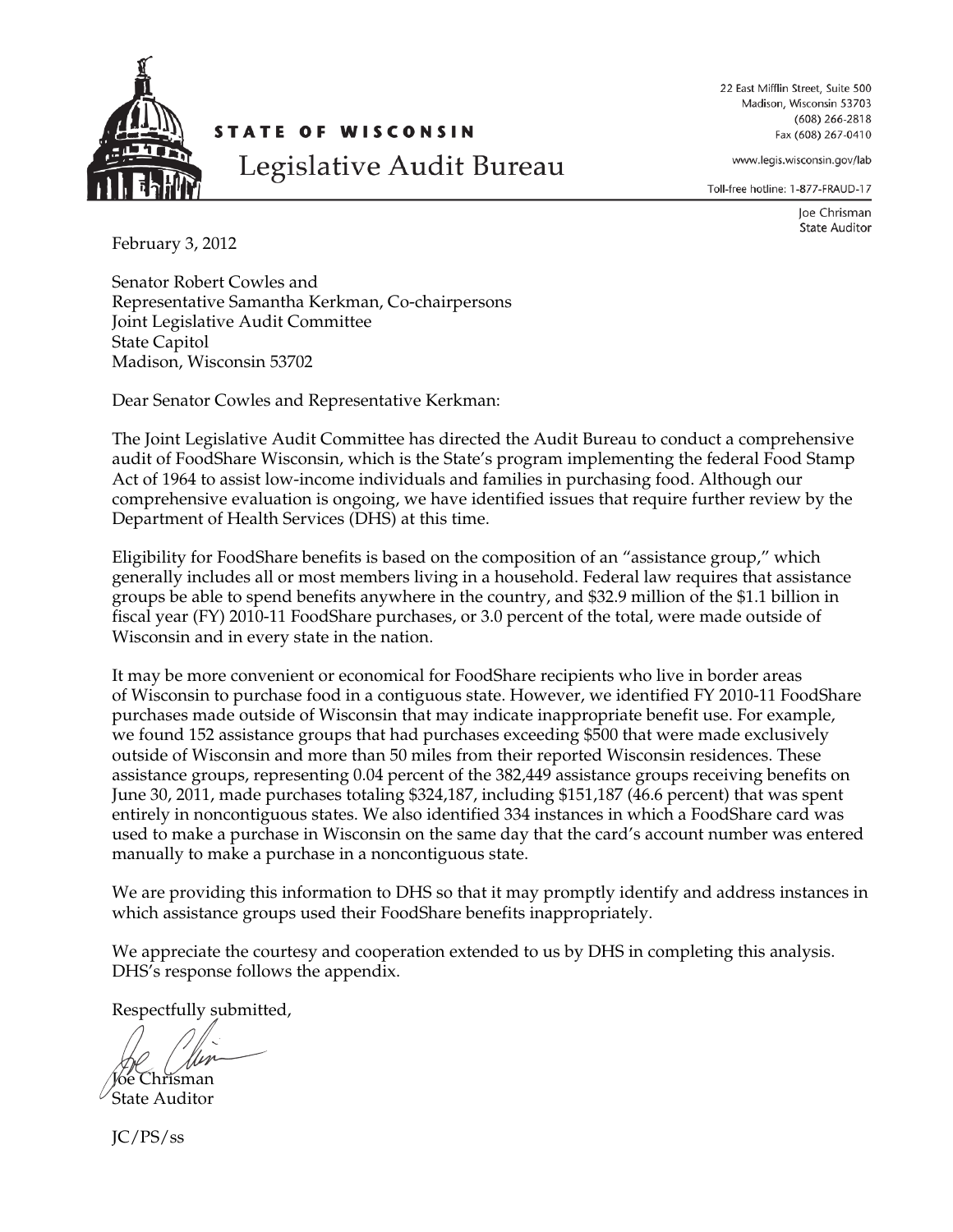**STATE OF WISCONSIN**
Legislative Audit Bureau

22 East Mifflin Street, Suite 500
Madison, Wisconsin 53703
(608) 266-2818
Fax (608) 267-0410

www.legis.wisconsin.gov/lab

Toll-free hotline: 1-877-FRAUD-17

Joe Chrisman
State Auditor

February 3, 2012

Senator Robert Cowles and
Representative Samantha Kerkman, Co-chairpersons
Joint Legislative Audit Committee
State Capitol
Madison, Wisconsin 53702

Dear Senator Cowles and Representative Kerkman:

The Joint Legislative Audit Committee has directed the Audit Bureau to conduct a comprehensive audit of FoodShare Wisconsin, which is the State's program implementing the federal Food Stamp Act of 1964 to assist low-income individuals and families in purchasing food. Although our comprehensive evaluation is ongoing, we have identified issues that require further review by the Department of Health Services (DHS) at this time.

Eligibility for FoodShare benefits is based on the composition of an "assistance group," which generally includes all or most members living in a household. Federal law requires that assistance groups be able to spend benefits anywhere in the country, and $32.9 million of the $1.1 billion in fiscal year (FY) 2010-11 FoodShare purchases, or 3.0 percent of the total, were made outside of Wisconsin and in every state in the nation.

It may be more convenient or economical for FoodShare recipients who live in border areas of Wisconsin to purchase food in a contiguous state. However, we identified FY 2010-11 FoodShare purchases made outside of Wisconsin that may indicate inappropriate benefit use. For example, we found 152 assistance groups that had purchases exceeding $500 that were made exclusively outside of Wisconsin and more than 50 miles from their reported Wisconsin residences. These assistance groups, representing 0.04 percent of the 382,449 assistance groups receiving benefits on June 30, 2011, made purchases totaling $324,187, including $151,187 (46.6 percent) that was spent entirely in noncontiguous states. We also identified 334 instances in which a FoodShare card was used to make a purchase in Wisconsin on the same day that the card's account number was entered manually to make a purchase in a noncontiguous state.

We are providing this information to DHS so that it may promptly identify and address instances in which assistance groups used their FoodShare benefits inappropriately.

We appreciate the courtesy and cooperation extended to us by DHS in completing this analysis. DHS's response follows the appendix.

Respectfully submitted,

Joe Chrisman
State Auditor

JC/PS/ss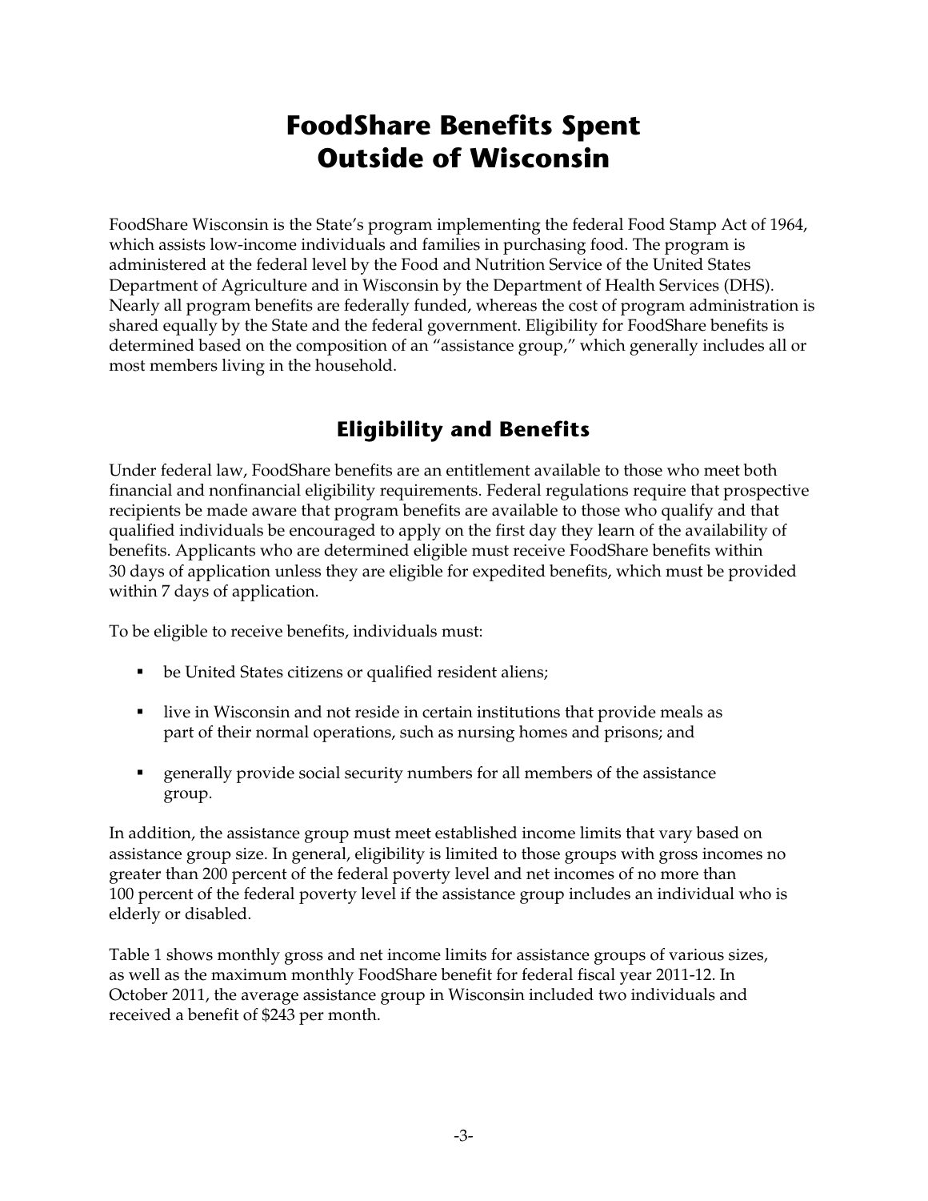# FoodShare Benefits Spent Outside of Wisconsin

FoodShare Wisconsin is the State's program implementing the federal Food Stamp Act of 1964, which assists low-income individuals and families in purchasing food. The program is administered at the federal level by the Food and Nutrition Service of the United States Department of Agriculture and in Wisconsin by the Department of Health Services (DHS). Nearly all program benefits are federally funded, whereas the cost of program administration is shared equally by the State and the federal government. Eligibility for FoodShare benefits is determined based on the composition of an "assistance group," which generally includes all or most members living in the household.

## Eligibility and Benefits

Under federal law, FoodShare benefits are an entitlement available to those who meet both financial and nonfinancial eligibility requirements. Federal regulations require that prospective recipients be made aware that program benefits are available to those who qualify and that qualified individuals be encouraged to apply on the first day they learn of the availability of benefits. Applicants who are determined eligible must receive FoodShare benefits within 30 days of application unless they are eligible for expedited benefits, which must be provided within 7 days of application.

To be eligible to receive benefits, individuals must:

- be United States citizens or qualified resident aliens;
- live in Wisconsin and not reside in certain institutions that provide meals as part of their normal operations, such as nursing homes and prisons; and
- generally provide social security numbers for all members of the assistance group.

In addition, the assistance group must meet established income limits that vary based on assistance group size. In general, eligibility is limited to those groups with gross incomes no greater than 200 percent of the federal poverty level and net incomes of no more than 100 percent of the federal poverty level if the assistance group includes an individual who is elderly or disabled.

Table 1 shows monthly gross and net income limits for assistance groups of various sizes, as well as the maximum monthly FoodShare benefit for federal fiscal year 2011-12. In October 2011, the average assistance group in Wisconsin included two individuals and received a benefit of $243 per month.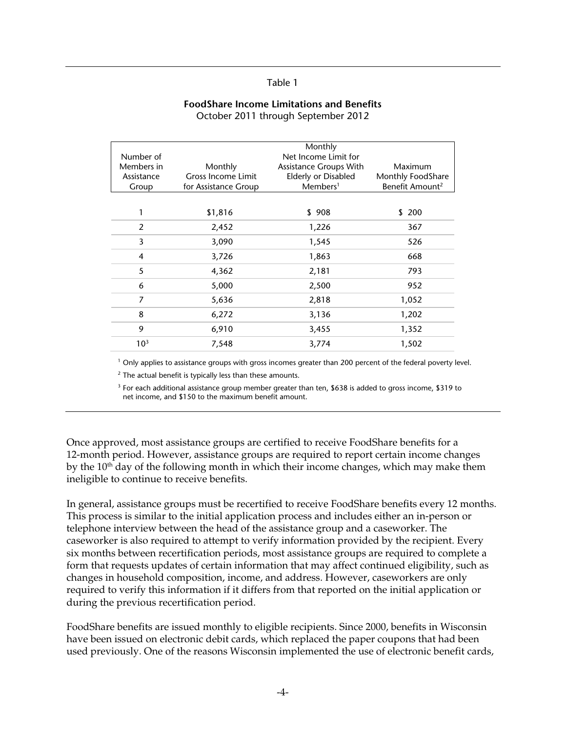Table 1

**FoodShare Income Limitations and Benefits**
October 2011 through September 2012

| Number of Members in Assistance Group | Monthly Gross Income Limit for Assistance Group | Monthly Net Income Limit for Assistance Groups With Elderly or Disabled Members[1] | Maximum Monthly FoodShare Benefit Amount[2] |
|---|---|---|---|
| 1 | $1,816 | $ 908 | $ 200 |
| 2 | 2,452 | 1,226 | 367 |
| 3 | 3,090 | 1,545 | 526 |
| 4 | 3,726 | 1,863 | 668 |
| 5 | 4,362 | 2,181 | 793 |
| 6 | 5,000 | 2,500 | 952 |
| 7 | 5,636 | 2,818 | 1,052 |
| 8 | 6,272 | 3,136 | 1,202 |
| 9 | 6,910 | 3,455 | 1,352 |
| 10[3] | 7,548 | 3,774 | 1,502 |

[1] Only applies to assistance groups with gross incomes greater than 200 percent of the federal poverty level.

[2] The actual benefit is typically less than these amounts.

[3] For each additional assistance group member greater than ten, $638 is added to gross income, $319 to net income, and $150 to the maximum benefit amount.

Once approved, most assistance groups are certified to receive FoodShare benefits for a 12-month period. However, assistance groups are required to report certain income changes by the 10th day of the following month in which their income changes, which may make them ineligible to continue to receive benefits.

In general, assistance groups must be recertified to receive FoodShare benefits every 12 months. This process is similar to the initial application process and includes either an in-person or telephone interview between the head of the assistance group and a caseworker. The caseworker is also required to attempt to verify information provided by the recipient. Every six months between recertification periods, most assistance groups are required to complete a form that requests updates of certain information that may affect continued eligibility, such as changes in household composition, income, and address. However, caseworkers are only required to verify this information if it differs from that reported on the initial application or during the previous recertification period.

FoodShare benefits are issued monthly to eligible recipients. Since 2000, benefits in Wisconsin have been issued on electronic debit cards, which replaced the paper coupons that had been used previously. One of the reasons Wisconsin implemented the use of electronic benefit cards,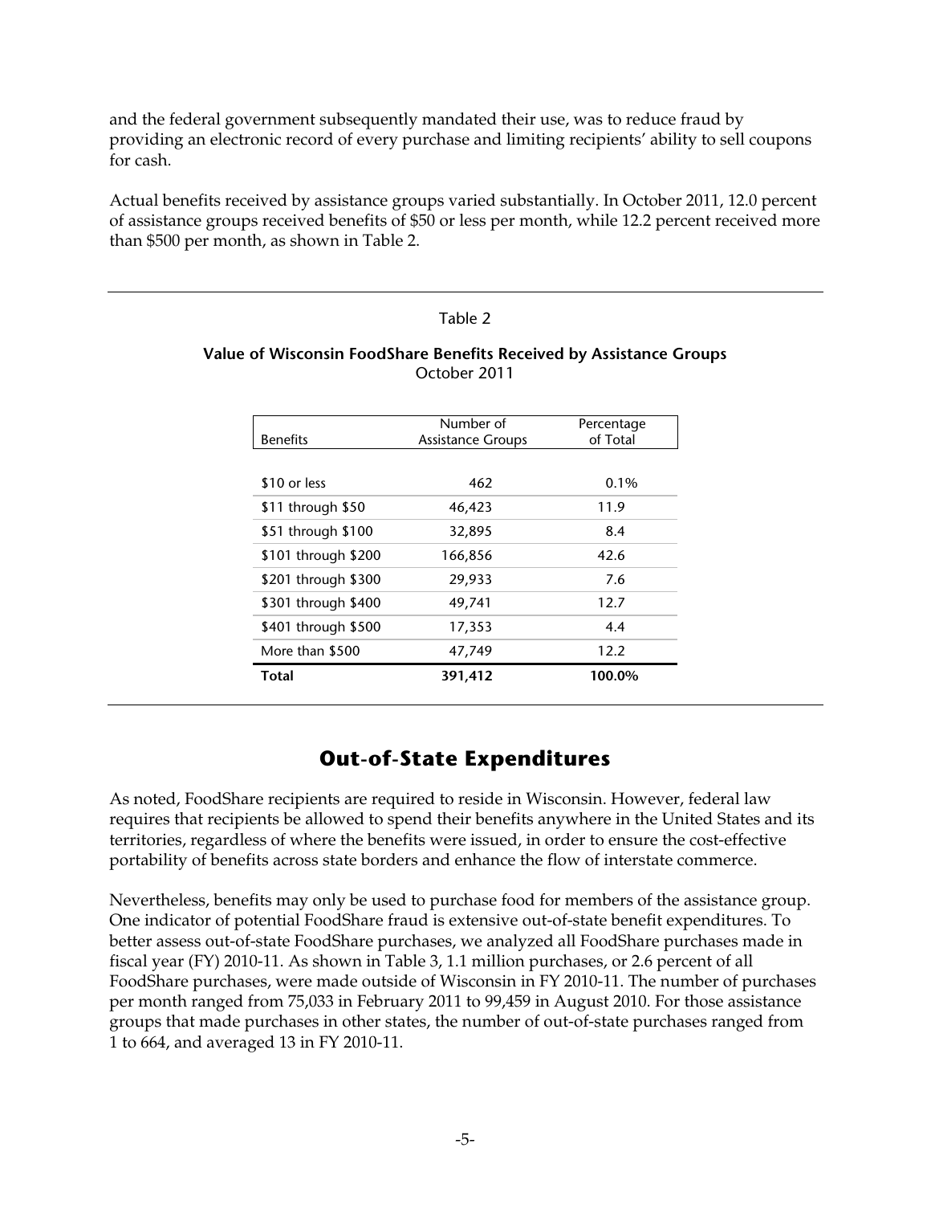and the federal government subsequently mandated their use, was to reduce fraud by providing an electronic record of every purchase and limiting recipients' ability to sell coupons for cash.

Actual benefits received by assistance groups varied substantially. In October 2011, 12.0 percent of assistance groups received benefits of $50 or less per month, while 12.2 percent received more than $500 per month, as shown in Table 2.

Table 2

**Value of Wisconsin FoodShare Benefits Received by Assistance Groups**
October 2011

| Benefits | Number of Assistance Groups | Percentage of Total |
|---|---|---|
| $10 or less | 462 | 0.1% |
| $11 through $50 | 46,423 | 11.9 |
| $51 through $100 | 32,895 | 8.4 |
| $101 through $200 | 166,856 | 42.6 |
| $201 through $300 | 29,933 | 7.6 |
| $301 through $400 | 49,741 | 12.7 |
| $401 through $500 | 17,353 | 4.4 |
| More than $500 | 47,749 | 12.2 |
| **Total** | **391,412** | **100.0%** |

## Out-of-State Expenditures

As noted, FoodShare recipients are required to reside in Wisconsin. However, federal law requires that recipients be allowed to spend their benefits anywhere in the United States and its territories, regardless of where the benefits were issued, in order to ensure the cost-effective portability of benefits across state borders and enhance the flow of interstate commerce.

Nevertheless, benefits may only be used to purchase food for members of the assistance group. One indicator of potential FoodShare fraud is extensive out-of-state benefit expenditures. To better assess out-of-state FoodShare purchases, we analyzed all FoodShare purchases made in fiscal year (FY) 2010-11. As shown in Table 3, 1.1 million purchases, or 2.6 percent of all FoodShare purchases, were made outside of Wisconsin in FY 2010-11. The number of purchases per month ranged from 75,033 in February 2011 to 99,459 in August 2010. For those assistance groups that made purchases in other states, the number of out-of-state purchases ranged from 1 to 664, and averaged 13 in FY 2010-11.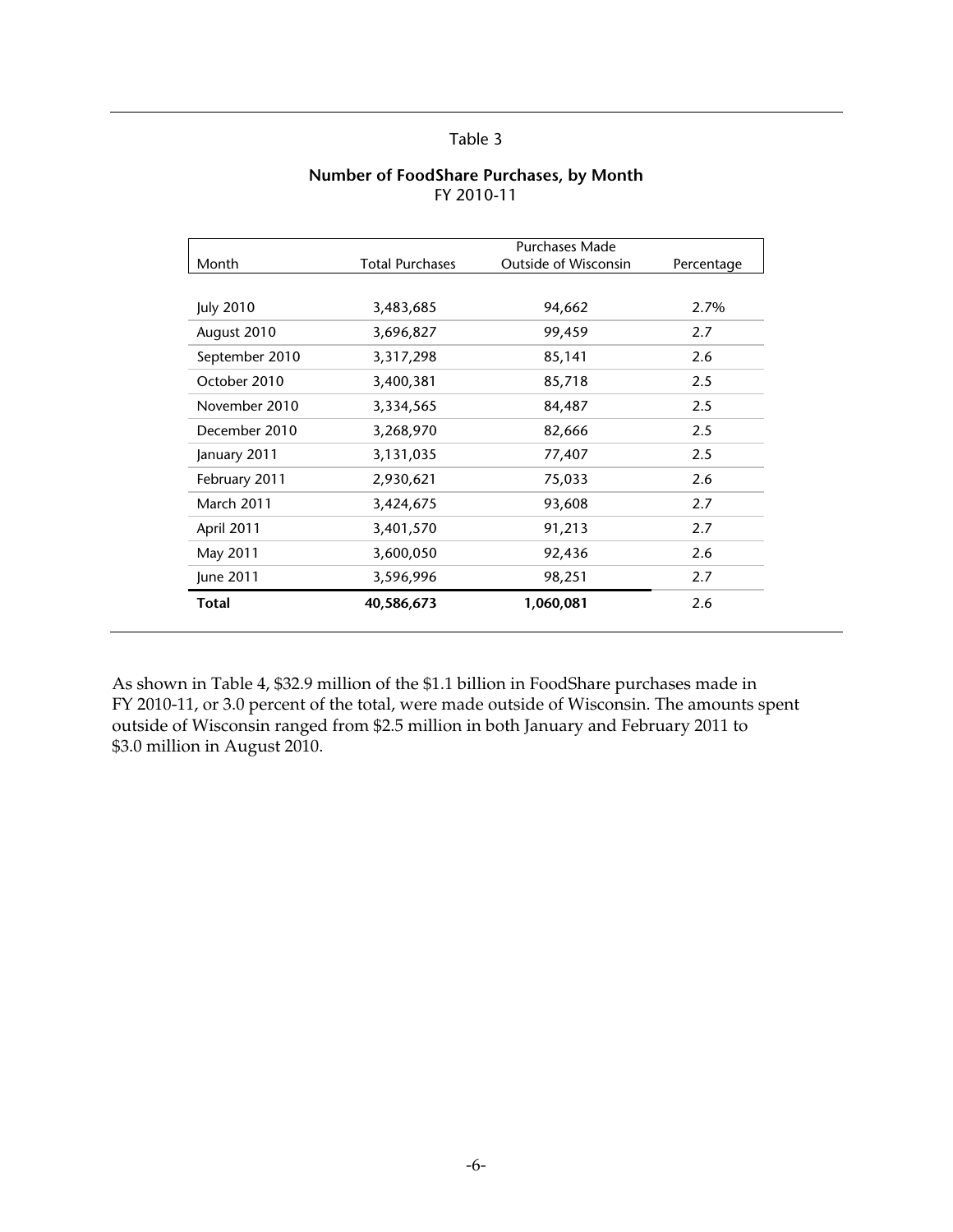Table 3

**Number of FoodShare Purchases, by Month**
FY 2010-11

| Month | Total Purchases | Purchases Made Outside of Wisconsin | Percentage |
|---|---|---|---|
| July 2010 | 3,483,685 | 94,662 | 2.7% |
| August 2010 | 3,696,827 | 99,459 | 2.7 |
| September 2010 | 3,317,298 | 85,141 | 2.6 |
| October 2010 | 3,400,381 | 85,718 | 2.5 |
| November 2010 | 3,334,565 | 84,487 | 2.5 |
| December 2010 | 3,268,970 | 82,666 | 2.5 |
| January 2011 | 3,131,035 | 77,407 | 2.5 |
| February 2011 | 2,930,621 | 75,033 | 2.6 |
| March 2011 | 3,424,675 | 93,608 | 2.7 |
| April 2011 | 3,401,570 | 91,213 | 2.7 |
| May 2011 | 3,600,050 | 92,436 | 2.6 |
| June 2011 | 3,596,996 | 98,251 | 2.7 |
| **Total** | **40,586,673** | **1,060,081** | 2.6 |

As shown in Table 4, $32.9 million of the $1.1 billion in FoodShare purchases made in FY 2010-11, or 3.0 percent of the total, were made outside of Wisconsin. The amounts spent outside of Wisconsin ranged from $2.5 million in both January and February 2011 to $3.0 million in August 2010.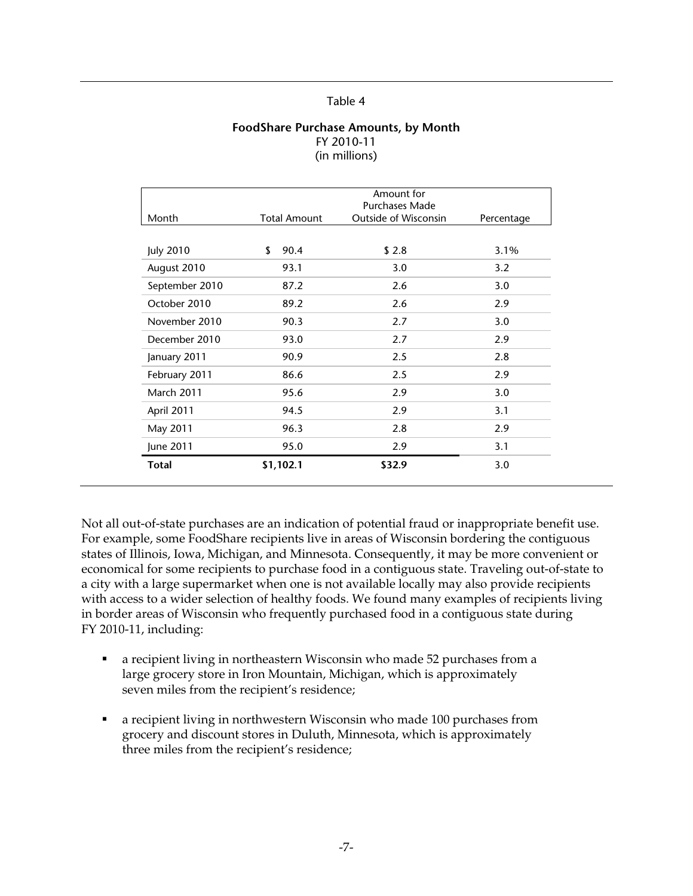Table 4

**FoodShare Purchase Amounts, by Month**
FY 2010-11
(in millions)

| Month | Total Amount | Amount for Purchases Made Outside of Wisconsin | Percentage |
|---|---|---|---|
| July 2010 | $ 90.4 | $ 2.8 | 3.1% |
| August 2010 | 93.1 | 3.0 | 3.2 |
| September 2010 | 87.2 | 2.6 | 3.0 |
| October 2010 | 89.2 | 2.6 | 2.9 |
| November 2010 | 90.3 | 2.7 | 3.0 |
| December 2010 | 93.0 | 2.7 | 2.9 |
| January 2011 | 90.9 | 2.5 | 2.8 |
| February 2011 | 86.6 | 2.5 | 2.9 |
| March 2011 | 95.6 | 2.9 | 3.0 |
| April 2011 | 94.5 | 2.9 | 3.1 |
| May 2011 | 96.3 | 2.8 | 2.9 |
| June 2011 | 95.0 | 2.9 | 3.1 |
| **Total** | **$1,102.1** | **$32.9** | 3.0 |

Not all out-of-state purchases are an indication of potential fraud or inappropriate benefit use. For example, some FoodShare recipients live in areas of Wisconsin bordering the contiguous states of Illinois, Iowa, Michigan, and Minnesota. Consequently, it may be more convenient or economical for some recipients to purchase food in a contiguous state. Traveling out-of-state to a city with a large supermarket when one is not available locally may also provide recipients with access to a wider selection of healthy foods. We found many examples of recipients living in border areas of Wisconsin who frequently purchased food in a contiguous state during FY 2010-11, including:

- a recipient living in northeastern Wisconsin who made 52 purchases from a large grocery store in Iron Mountain, Michigan, which is approximately seven miles from the recipient's residence;
- a recipient living in northwestern Wisconsin who made 100 purchases from grocery and discount stores in Duluth, Minnesota, which is approximately three miles from the recipient's residence;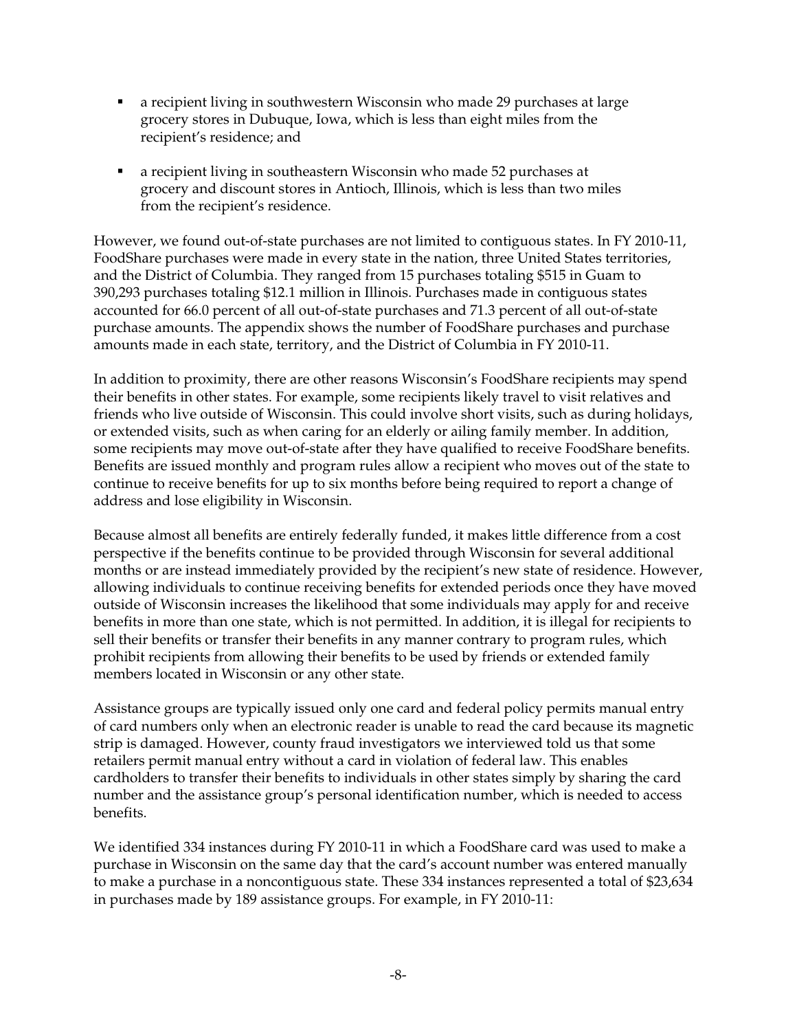- a recipient living in southwestern Wisconsin who made 29 purchases at large grocery stores in Dubuque, Iowa, which is less than eight miles from the recipient's residence; and
- a recipient living in southeastern Wisconsin who made 52 purchases at grocery and discount stores in Antioch, Illinois, which is less than two miles from the recipient's residence.

However, we found out-of-state purchases are not limited to contiguous states. In FY 2010-11, FoodShare purchases were made in every state in the nation, three United States territories, and the District of Columbia. They ranged from 15 purchases totaling $515 in Guam to 390,293 purchases totaling $12.1 million in Illinois. Purchases made in contiguous states accounted for 66.0 percent of all out-of-state purchases and 71.3 percent of all out-of-state purchase amounts. The appendix shows the number of FoodShare purchases and purchase amounts made in each state, territory, and the District of Columbia in FY 2010-11.

In addition to proximity, there are other reasons Wisconsin's FoodShare recipients may spend their benefits in other states. For example, some recipients likely travel to visit relatives and friends who live outside of Wisconsin. This could involve short visits, such as during holidays, or extended visits, such as when caring for an elderly or ailing family member. In addition, some recipients may move out-of-state after they have qualified to receive FoodShare benefits. Benefits are issued monthly and program rules allow a recipient who moves out of the state to continue to receive benefits for up to six months before being required to report a change of address and lose eligibility in Wisconsin.

Because almost all benefits are entirely federally funded, it makes little difference from a cost perspective if the benefits continue to be provided through Wisconsin for several additional months or are instead immediately provided by the recipient's new state of residence. However, allowing individuals to continue receiving benefits for extended periods once they have moved outside of Wisconsin increases the likelihood that some individuals may apply for and receive benefits in more than one state, which is not permitted. In addition, it is illegal for recipients to sell their benefits or transfer their benefits in any manner contrary to program rules, which prohibit recipients from allowing their benefits to be used by friends or extended family members located in Wisconsin or any other state.

Assistance groups are typically issued only one card and federal policy permits manual entry of card numbers only when an electronic reader is unable to read the card because its magnetic strip is damaged. However, county fraud investigators we interviewed told us that some retailers permit manual entry without a card in violation of federal law. This enables cardholders to transfer their benefits to individuals in other states simply by sharing the card number and the assistance group's personal identification number, which is needed to access benefits.

We identified 334 instances during FY 2010-11 in which a FoodShare card was used to make a purchase in Wisconsin on the same day that the card's account number was entered manually to make a purchase in a noncontiguous state. These 334 instances represented a total of $23,634 in purchases made by 189 assistance groups. For example, in FY 2010-11: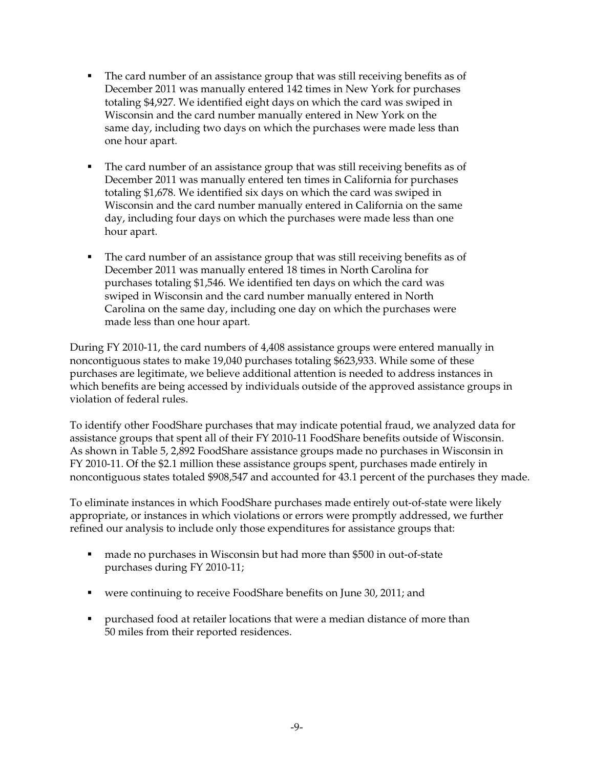- The card number of an assistance group that was still receiving benefits as of December 2011 was manually entered 142 times in New York for purchases totaling $4,927. We identified eight days on which the card was swiped in Wisconsin and the card number manually entered in New York on the same day, including two days on which the purchases were made less than one hour apart.

- The card number of an assistance group that was still receiving benefits as of December 2011 was manually entered ten times in California for purchases totaling $1,678. We identified six days on which the card was swiped in Wisconsin and the card number manually entered in California on the same day, including four days on which the purchases were made less than one hour apart.

- The card number of an assistance group that was still receiving benefits as of December 2011 was manually entered 18 times in North Carolina for purchases totaling $1,546. We identified ten days on which the card was swiped in Wisconsin and the card number manually entered in North Carolina on the same day, including one day on which the purchases were made less than one hour apart.

During FY 2010-11, the card numbers of 4,408 assistance groups were entered manually in noncontiguous states to make 19,040 purchases totaling $623,933. While some of these purchases are legitimate, we believe additional attention is needed to address instances in which benefits are being accessed by individuals outside of the approved assistance groups in violation of federal rules.

To identify other FoodShare purchases that may indicate potential fraud, we analyzed data for assistance groups that spent all of their FY 2010-11 FoodShare benefits outside of Wisconsin. As shown in Table 5, 2,892 FoodShare assistance groups made no purchases in Wisconsin in FY 2010-11. Of the $2.1 million these assistance groups spent, purchases made entirely in noncontiguous states totaled $908,547 and accounted for 43.1 percent of the purchases they made.

To eliminate instances in which FoodShare purchases made entirely out-of-state were likely appropriate, or instances in which violations or errors were promptly addressed, we further refined our analysis to include only those expenditures for assistance groups that:

- made no purchases in Wisconsin but had more than $500 in out-of-state purchases during FY 2010-11;

- were continuing to receive FoodShare benefits on June 30, 2011; and

- purchased food at retailer locations that were a median distance of more than 50 miles from their reported residences.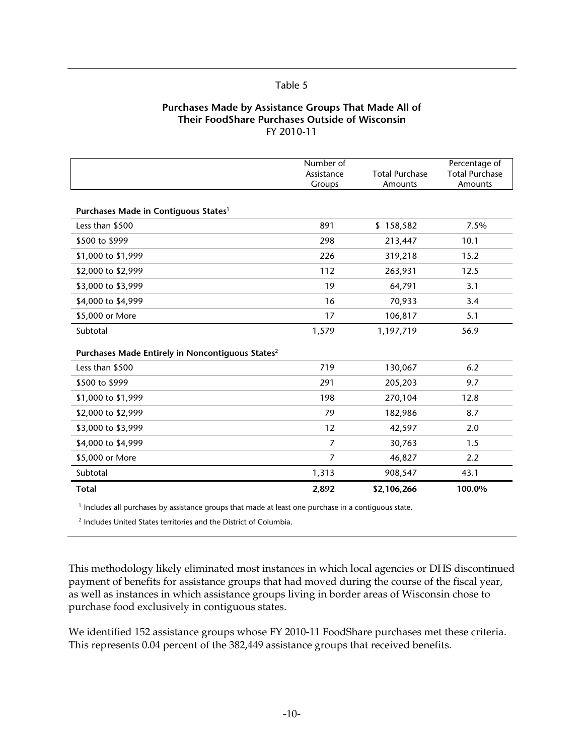Table 5

**Purchases Made by Assistance Groups That Made All of Their FoodShare Purchases Outside of Wisconsin**
FY 2010-11

| | Number of Assistance Groups | Total Purchase Amounts | Percentage of Total Purchase Amounts |
|---|---|---|---|
| **Purchases Made in Contiguous States**[1] | | | |
| Less than $500 | 891 | $ 158,582 | 7.5% |
| $500 to $999 | 298 | 213,447 | 10.1 |
| $1,000 to $1,999 | 226 | 319,218 | 15.2 |
| $2,000 to $2,999 | 112 | 263,931 | 12.5 |
| $3,000 to $3,999 | 19 | 64,791 | 3.1 |
| $4,000 to $4,999 | 16 | 70,933 | 3.4 |
| $5,000 or More | 17 | 106,817 | 5.1 |
| Subtotal | 1,579 | 1,197,719 | 56.9 |
| **Purchases Made Entirely in Noncontiguous States**[2] | | | |
| Less than $500 | 719 | 130,067 | 6.2 |
| $500 to $999 | 291 | 205,203 | 9.7 |
| $1,000 to $1,999 | 198 | 270,104 | 12.8 |
| $2,000 to $2,999 | 79 | 182,986 | 8.7 |
| $3,000 to $3,999 | 12 | 42,597 | 2.0 |
| $4,000 to $4,999 | 7 | 30,763 | 1.5 |
| $5,000 or More | 7 | 46,827 | 2.2 |
| Subtotal | 1,313 | 908,547 | 43.1 |
| **Total** | **2,892** | **$2,106,266** | **100.0%** |

[1] Includes all purchases by assistance groups that made at least one purchase in a contiguous state.

[2] Includes United States territories and the District of Columbia.

This methodology likely eliminated most instances in which local agencies or DHS discontinued payment of benefits for assistance groups that had moved during the course of the fiscal year, as well as instances in which assistance groups living in border areas of Wisconsin chose to purchase food exclusively in contiguous states.

We identified 152 assistance groups whose FY 2010-11 FoodShare purchases met these criteria. This represents 0.04 percent of the 382,449 assistance groups that received benefits.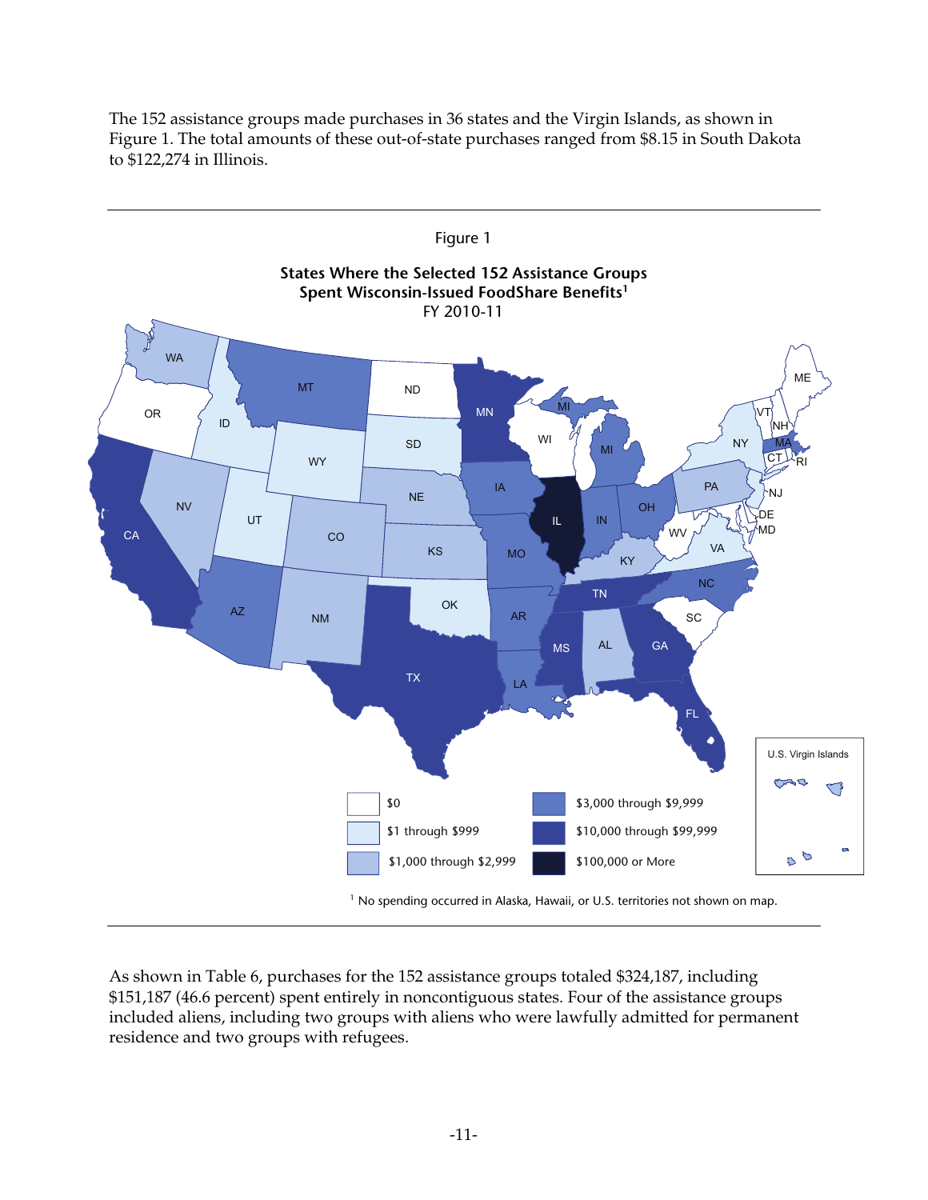The 152 assistance groups made purchases in 36 states and the Virgin Islands, as shown in Figure 1. The total amounts of these out-of-state purchases ranged from $8.15 in South Dakota to $122,274 in Illinois.

Figure 1

**States Where the Selected 152 Assistance Groups Spent Wisconsin-Issued FoodShare Benefits[1]**
FY 2010-11

[1] No spending occurred in Alaska, Hawaii, or U.S. territories not shown on map.

As shown in Table 6, purchases for the 152 assistance groups totaled $324,187, including $151,187 (46.6 percent) spent entirely in noncontiguous states. Four of the assistance groups included aliens, including two groups with aliens who were lawfully admitted for permanent residence and two groups with refugees.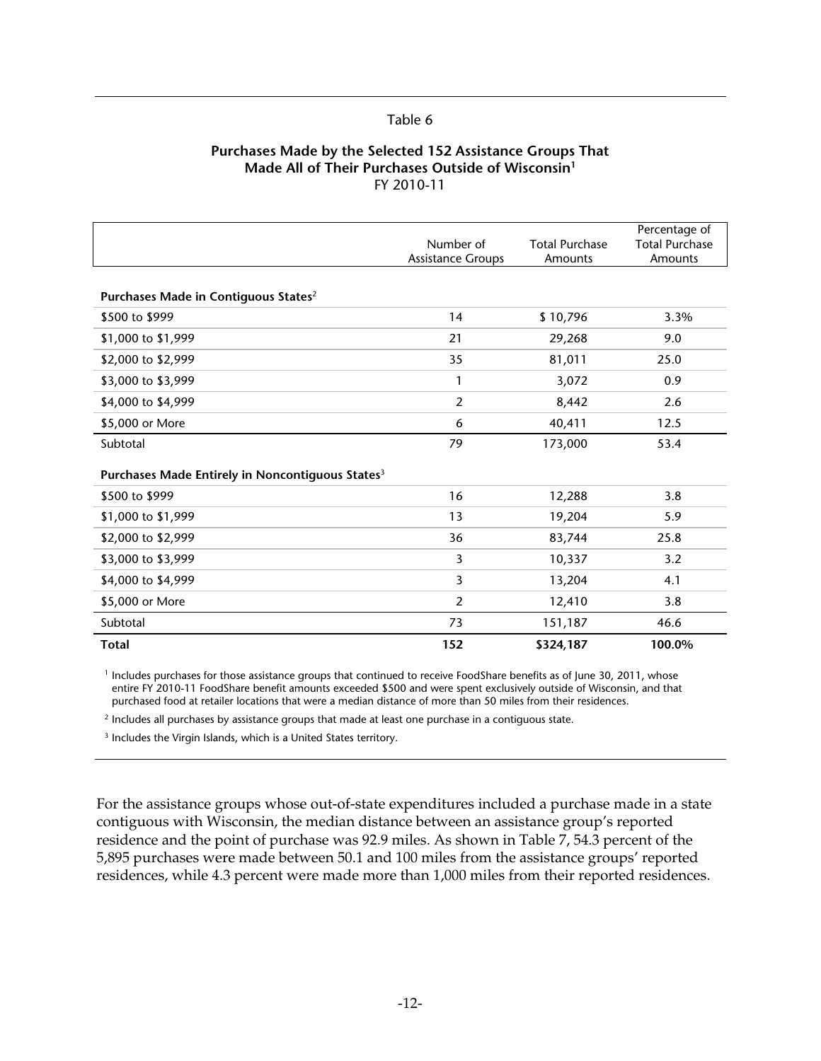Table 6

**Purchases Made by the Selected 152 Assistance Groups That Made All of Their Purchases Outside of Wisconsin[1]**
FY 2010-11

| | Number of Assistance Groups | Total Purchase Amounts | Percentage of Total Purchase Amounts |
|---|---|---|---|
| **Purchases Made in Contiguous States[2]** | | | |
| $500 to $999 | 14 | $ 10,796 | 3.3% |
| $1,000 to $1,999 | 21 | 29,268 | 9.0 |
| $2,000 to $2,999 | 35 | 81,011 | 25.0 |
| $3,000 to $3,999 | 1 | 3,072 | 0.9 |
| $4,000 to $4,999 | 2 | 8,442 | 2.6 |
| $5,000 or More | 6 | 40,411 | 12.5 |
| Subtotal | 79 | 173,000 | 53.4 |
| **Purchases Made Entirely in Noncontiguous States[3]** | | | |
| $500 to $999 | 16 | 12,288 | 3.8 |
| $1,000 to $1,999 | 13 | 19,204 | 5.9 |
| $2,000 to $2,999 | 36 | 83,744 | 25.8 |
| $3,000 to $3,999 | 3 | 10,337 | 3.2 |
| $4,000 to $4,999 | 3 | 13,204 | 4.1 |
| $5,000 or More | 2 | 12,410 | 3.8 |
| Subtotal | 73 | 151,187 | 46.6 |
| **Total** | **152** | **$324,187** | **100.0%** |

[1] Includes purchases for those assistance groups that continued to receive FoodShare benefits as of June 30, 2011, whose entire FY 2010-11 FoodShare benefit amounts exceeded $500 and were spent exclusively outside of Wisconsin, and that purchased food at retailer locations that were a median distance of more than 50 miles from their residences.

[2] Includes all purchases by assistance groups that made at least one purchase in a contiguous state.

[3] Includes the Virgin Islands, which is a United States territory.

For the assistance groups whose out-of-state expenditures included a purchase made in a state contiguous with Wisconsin, the median distance between an assistance group's reported residence and the point of purchase was 92.9 miles. As shown in Table 7, 54.3 percent of the 5,895 purchases were made between 50.1 and 100 miles from the assistance groups' reported residences, while 4.3 percent were made more than 1,000 miles from their reported residences.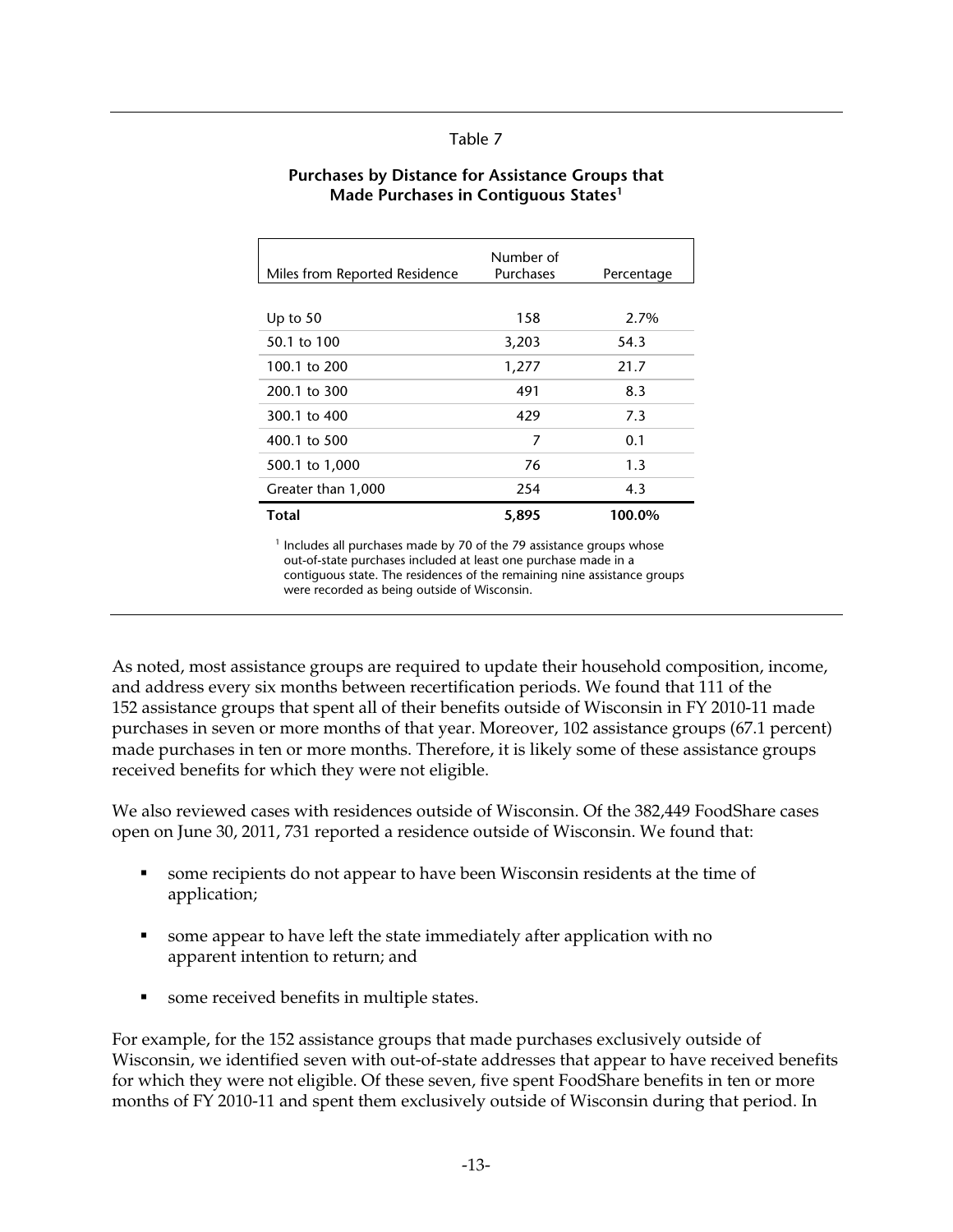Table 7

**Purchases by Distance for Assistance Groups that Made Purchases in Contiguous States[1]**

| Miles from Reported Residence | Number of Purchases | Percentage |
|---|---|---|
| Up to 50 | 158 | 2.7% |
| 50.1 to 100 | 3,203 | 54.3 |
| 100.1 to 200 | 1,277 | 21.7 |
| 200.1 to 300 | 491 | 8.3 |
| 300.1 to 400 | 429 | 7.3 |
| 400.1 to 500 | 7 | 0.1 |
| 500.1 to 1,000 | 76 | 1.3 |
| Greater than 1,000 | 254 | 4.3 |
| **Total** | **5,895** | **100.0%** |

[1] Includes all purchases made by 70 of the 79 assistance groups whose out-of-state purchases included at least one purchase made in a contiguous state. The residences of the remaining nine assistance groups were recorded as being outside of Wisconsin.

As noted, most assistance groups are required to update their household composition, income, and address every six months between recertification periods. We found that 111 of the 152 assistance groups that spent all of their benefits outside of Wisconsin in FY 2010-11 made purchases in seven or more months of that year. Moreover, 102 assistance groups (67.1 percent) made purchases in ten or more months. Therefore, it is likely some of these assistance groups received benefits for which they were not eligible.

We also reviewed cases with residences outside of Wisconsin. Of the 382,449 FoodShare cases open on June 30, 2011, 731 reported a residence outside of Wisconsin. We found that:

- some recipients do not appear to have been Wisconsin residents at the time of application;
- some appear to have left the state immediately after application with no apparent intention to return; and
- some received benefits in multiple states.

For example, for the 152 assistance groups that made purchases exclusively outside of Wisconsin, we identified seven with out-of-state addresses that appear to have received benefits for which they were not eligible. Of these seven, five spent FoodShare benefits in ten or more months of FY 2010-11 and spent them exclusively outside of Wisconsin during that period. In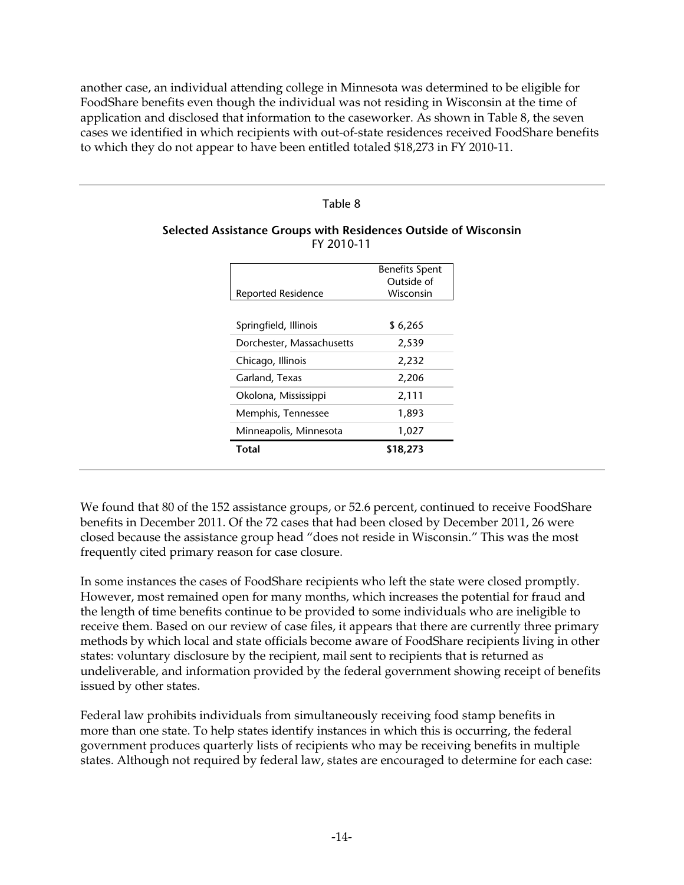another case, an individual attending college in Minnesota was determined to be eligible for FoodShare benefits even though the individual was not residing in Wisconsin at the time of application and disclosed that information to the caseworker. As shown in Table 8, the seven cases we identified in which recipients with out-of-state residences received FoodShare benefits to which they do not appear to have been entitled totaled $18,273 in FY 2010-11.

Table 8

**Selected Assistance Groups with Residences Outside of Wisconsin**
FY 2010-11

| Reported Residence | Benefits Spent Outside of Wisconsin |
|---|---|
| Springfield, Illinois | $ 6,265 |
| Dorchester, Massachusetts | 2,539 |
| Chicago, Illinois | 2,232 |
| Garland, Texas | 2,206 |
| Okolona, Mississippi | 2,111 |
| Memphis, Tennessee | 1,893 |
| Minneapolis, Minnesota | 1,027 |
| **Total** | **$18,273** |

We found that 80 of the 152 assistance groups, or 52.6 percent, continued to receive FoodShare benefits in December 2011. Of the 72 cases that had been closed by December 2011, 26 were closed because the assistance group head "does not reside in Wisconsin." This was the most frequently cited primary reason for case closure.

In some instances the cases of FoodShare recipients who left the state were closed promptly. However, most remained open for many months, which increases the potential for fraud and the length of time benefits continue to be provided to some individuals who are ineligible to receive them. Based on our review of case files, it appears that there are currently three primary methods by which local and state officials become aware of FoodShare recipients living in other states: voluntary disclosure by the recipient, mail sent to recipients that is returned as undeliverable, and information provided by the federal government showing receipt of benefits issued by other states.

Federal law prohibits individuals from simultaneously receiving food stamp benefits in more than one state. To help states identify instances in which this is occurring, the federal government produces quarterly lists of recipients who may be receiving benefits in multiple states. Although not required by federal law, states are encouraged to determine for each case: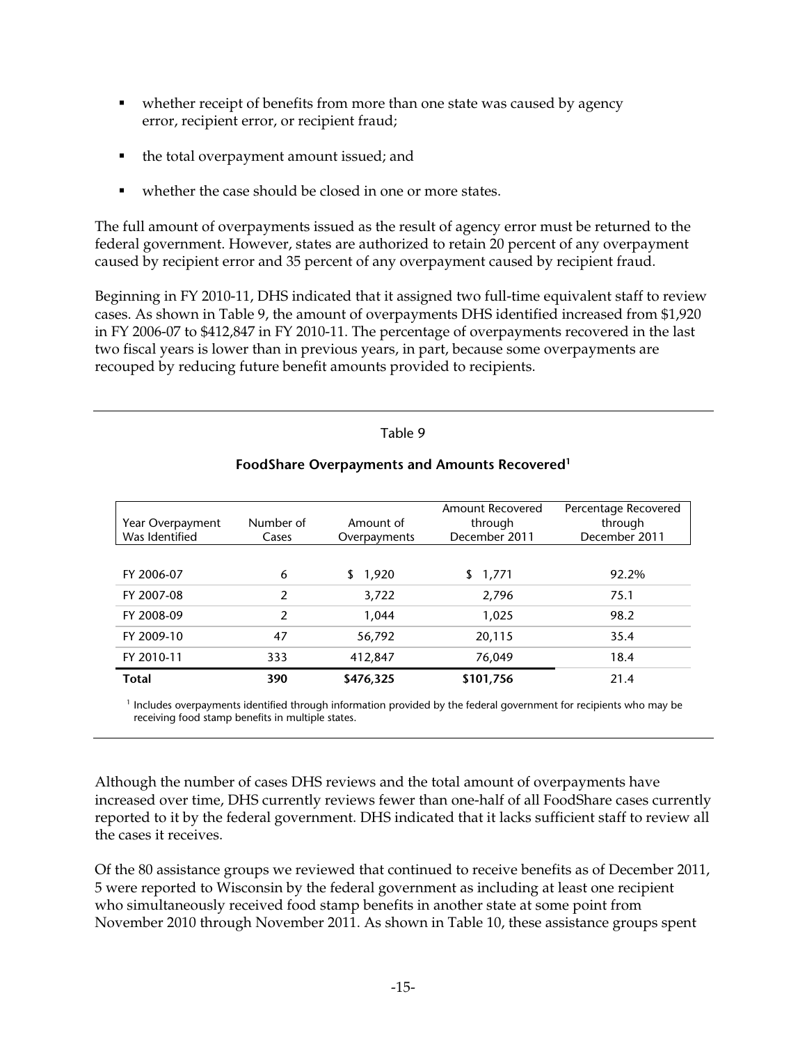- whether receipt of benefits from more than one state was caused by agency error, recipient error, or recipient fraud;
- the total overpayment amount issued; and
- whether the case should be closed in one or more states.

The full amount of overpayments issued as the result of agency error must be returned to the federal government. However, states are authorized to retain 20 percent of any overpayment caused by recipient error and 35 percent of any overpayment caused by recipient fraud.

Beginning in FY 2010-11, DHS indicated that it assigned two full-time equivalent staff to review cases. As shown in Table 9, the amount of overpayments DHS identified increased from $1,920 in FY 2006-07 to $412,847 in FY 2010-11. The percentage of overpayments recovered in the last two fiscal years is lower than in previous years, in part, because some overpayments are recouped by reducing future benefit amounts provided to recipients.

Table 9

**FoodShare Overpayments and Amounts Recovered[1]**

| Year Overpayment Was Identified | Number of Cases | Amount of Overpayments | Amount Recovered through December 2011 | Percentage Recovered through December 2011 |
|---|---|---|---|---|
| FY 2006-07 | 6 | $ 1,920 | $ 1,771 | 92.2% |
| FY 2007-08 | 2 | 3,722 | 2,796 | 75.1 |
| FY 2008-09 | 2 | 1,044 | 1,025 | 98.2 |
| FY 2009-10 | 47 | 56,792 | 20,115 | 35.4 |
| FY 2010-11 | 333 | 412,847 | 76,049 | 18.4 |
| **Total** | **390** | **$476,325** | **$101,756** | 21.4 |

[1] Includes overpayments identified through information provided by the federal government for recipients who may be receiving food stamp benefits in multiple states.

Although the number of cases DHS reviews and the total amount of overpayments have increased over time, DHS currently reviews fewer than one-half of all FoodShare cases currently reported to it by the federal government. DHS indicated that it lacks sufficient staff to review all the cases it receives.

Of the 80 assistance groups we reviewed that continued to receive benefits as of December 2011, 5 were reported to Wisconsin by the federal government as including at least one recipient who simultaneously received food stamp benefits in another state at some point from November 2010 through November 2011. As shown in Table 10, these assistance groups spent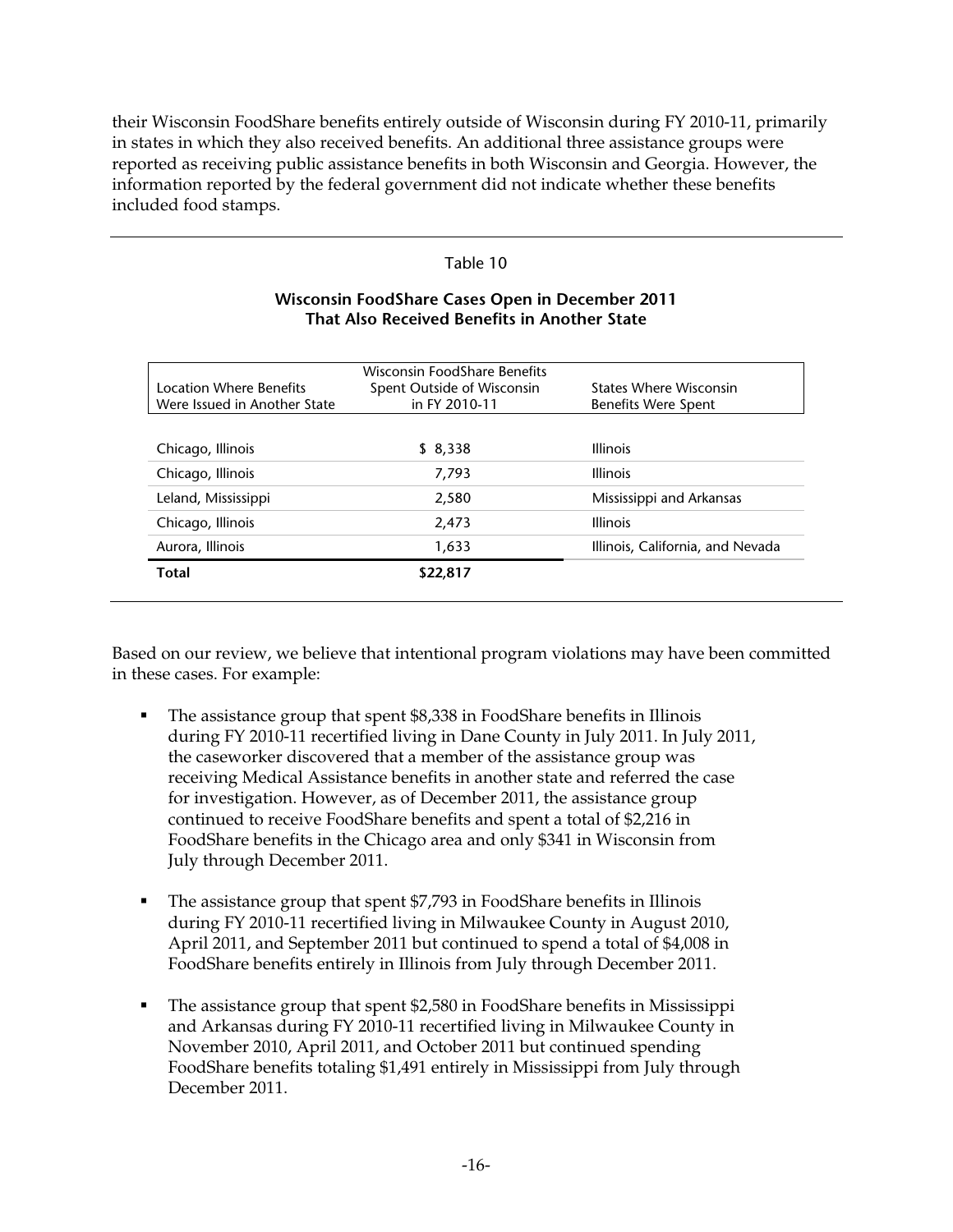their Wisconsin FoodShare benefits entirely outside of Wisconsin during FY 2010-11, primarily in states in which they also received benefits. An additional three assistance groups were reported as receiving public assistance benefits in both Wisconsin and Georgia. However, the information reported by the federal government did not indicate whether these benefits included food stamps.

Table 10

**Wisconsin FoodShare Cases Open in December 2011 That Also Received Benefits in Another State**

| Location Where Benefits Were Issued in Another State | Wisconsin FoodShare Benefits Spent Outside of Wisconsin in FY 2010-11 | States Where Wisconsin Benefits Were Spent |
|---|---|---|
| Chicago, Illinois | $ 8,338 | Illinois |
| Chicago, Illinois | 7,793 | Illinois |
| Leland, Mississippi | 2,580 | Mississippi and Arkansas |
| Chicago, Illinois | 2,473 | Illinois |
| Aurora, Illinois | 1,633 | Illinois, California, and Nevada |
| **Total** | **$22,817** | |

Based on our review, we believe that intentional program violations may have been committed in these cases. For example:

- The assistance group that spent $8,338 in FoodShare benefits in Illinois during FY 2010-11 recertified living in Dane County in July 2011. In July 2011, the caseworker discovered that a member of the assistance group was receiving Medical Assistance benefits in another state and referred the case for investigation. However, as of December 2011, the assistance group continued to receive FoodShare benefits and spent a total of $2,216 in FoodShare benefits in the Chicago area and only $341 in Wisconsin from July through December 2011.

- The assistance group that spent $7,793 in FoodShare benefits in Illinois during FY 2010-11 recertified living in Milwaukee County in August 2010, April 2011, and September 2011 but continued to spend a total of $4,008 in FoodShare benefits entirely in Illinois from July through December 2011.

- The assistance group that spent $2,580 in FoodShare benefits in Mississippi and Arkansas during FY 2010-11 recertified living in Milwaukee County in November 2010, April 2011, and October 2011 but continued spending FoodShare benefits totaling $1,491 entirely in Mississippi from July through December 2011.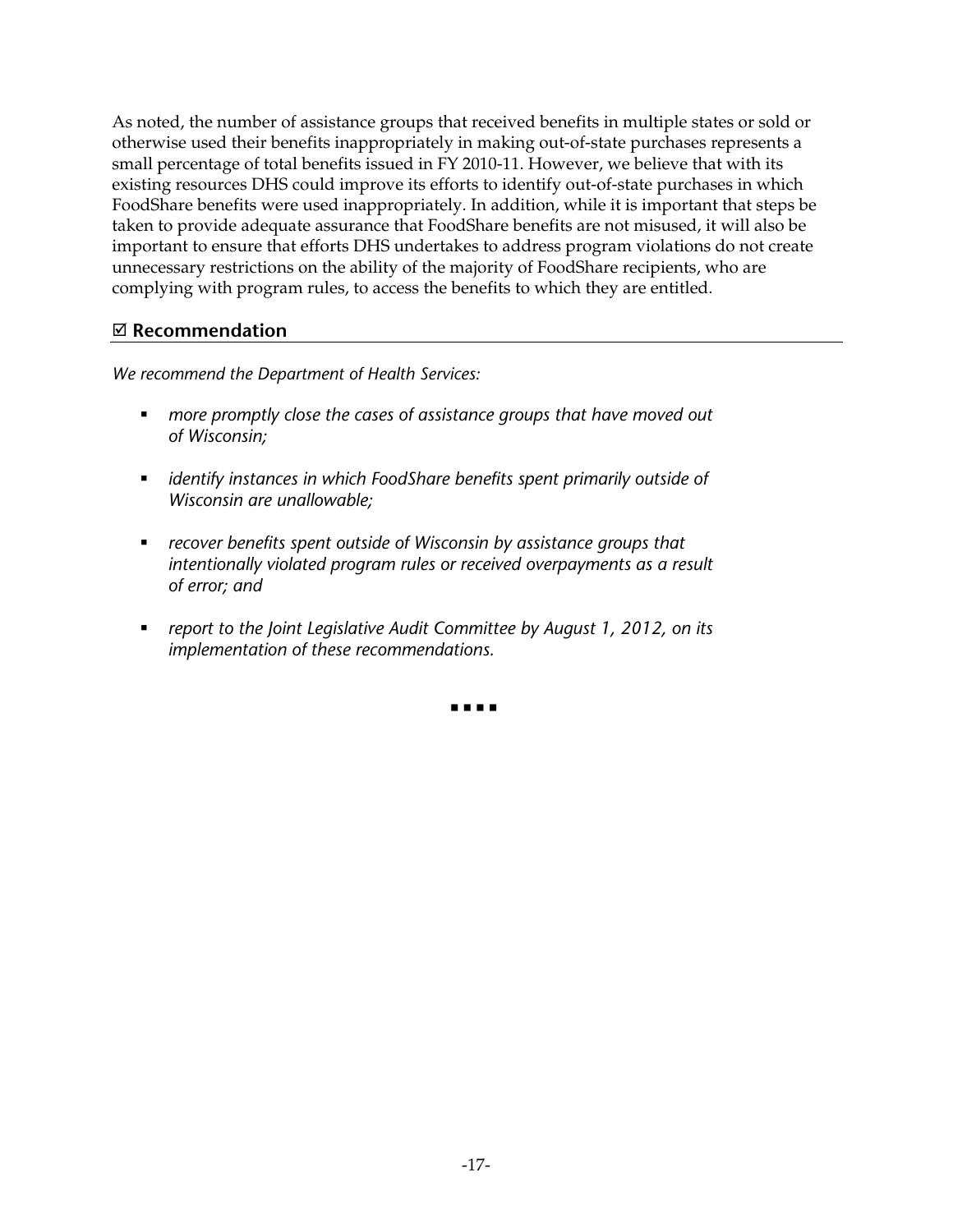As noted, the number of assistance groups that received benefits in multiple states or sold or otherwise used their benefits inappropriately in making out-of-state purchases represents a small percentage of total benefits issued in FY 2010-11. However, we believe that with its existing resources DHS could improve its efforts to identify out-of-state purchases in which FoodShare benefits were used inappropriately. In addition, while it is important that steps be taken to provide adequate assurance that FoodShare benefits are not misused, it will also be important to ensure that efforts DHS undertakes to address program violations do not create unnecessary restrictions on the ability of the majority of FoodShare recipients, who are complying with program rules, to access the benefits to which they are entitled.

## ☑ Recommendation

*We recommend the Department of Health Services:*

- *more promptly close the cases of assistance groups that have moved out of Wisconsin;*
- *identify instances in which FoodShare benefits spent primarily outside of Wisconsin are unallowable;*
- *recover benefits spent outside of Wisconsin by assistance groups that intentionally violated program rules or received overpayments as a result of error; and*
- *report to the Joint Legislative Audit Committee by August 1, 2012, on its implementation of these recommendations.*

▪ ▪ ▪ ▪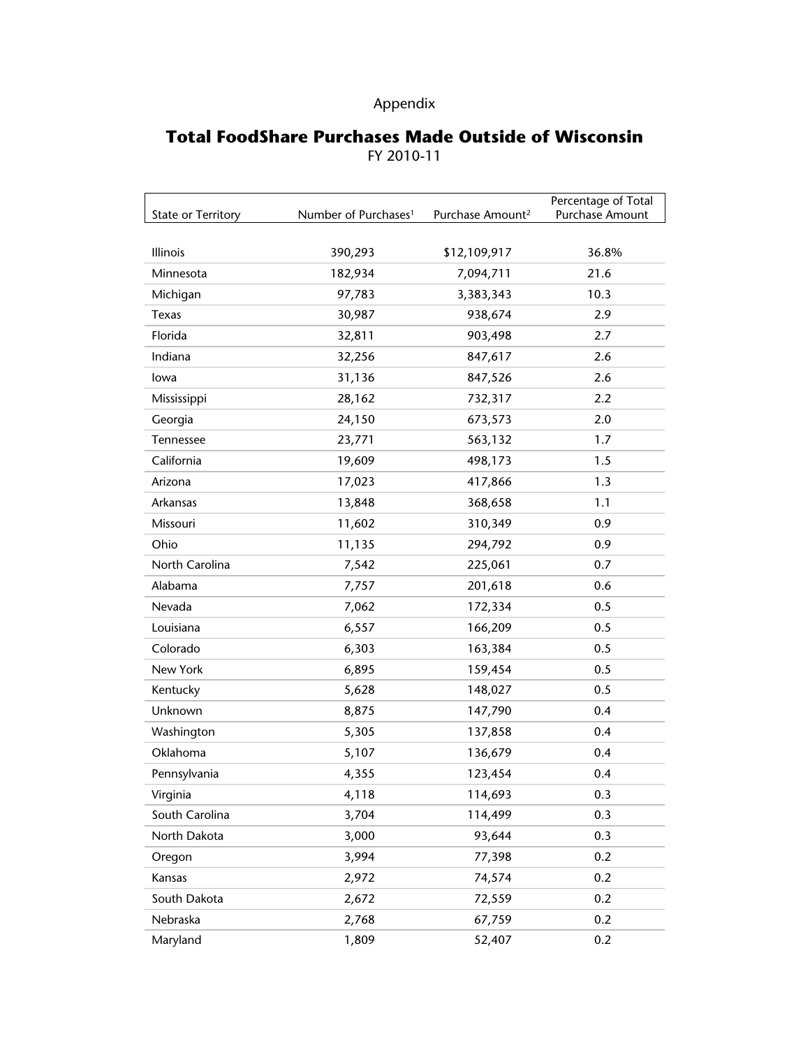Appendix

# Total FoodShare Purchases Made Outside of Wisconsin

FY 2010-11

| State or Territory | Number of Purchases[1] | Purchase Amount[2] | Percentage of Total Purchase Amount |
|---|---|---|---|
| Illinois | 390,293 | $12,109,917 | 36.8% |
| Minnesota | 182,934 | 7,094,711 | 21.6 |
| Michigan | 97,783 | 3,383,343 | 10.3 |
| Texas | 30,987 | 938,674 | 2.9 |
| Florida | 32,811 | 903,498 | 2.7 |
| Indiana | 32,256 | 847,617 | 2.6 |
| Iowa | 31,136 | 847,526 | 2.6 |
| Mississippi | 28,162 | 732,317 | 2.2 |
| Georgia | 24,150 | 673,573 | 2.0 |
| Tennessee | 23,771 | 563,132 | 1.7 |
| California | 19,609 | 498,173 | 1.5 |
| Arizona | 17,023 | 417,866 | 1.3 |
| Arkansas | 13,848 | 368,658 | 1.1 |
| Missouri | 11,602 | 310,349 | 0.9 |
| Ohio | 11,135 | 294,792 | 0.9 |
| North Carolina | 7,542 | 225,061 | 0.7 |
| Alabama | 7,757 | 201,618 | 0.6 |
| Nevada | 7,062 | 172,334 | 0.5 |
| Louisiana | 6,557 | 166,209 | 0.5 |
| Colorado | 6,303 | 163,384 | 0.5 |
| New York | 6,895 | 159,454 | 0.5 |
| Kentucky | 5,628 | 148,027 | 0.5 |
| Unknown | 8,875 | 147,790 | 0.4 |
| Washington | 5,305 | 137,858 | 0.4 |
| Oklahoma | 5,107 | 136,679 | 0.4 |
| Pennsylvania | 4,355 | 123,454 | 0.4 |
| Virginia | 4,118 | 114,693 | 0.3 |
| South Carolina | 3,704 | 114,499 | 0.3 |
| North Dakota | 3,000 | 93,644 | 0.3 |
| Oregon | 3,994 | 77,398 | 0.2 |
| Kansas | 2,972 | 74,574 | 0.2 |
| South Dakota | 2,672 | 72,559 | 0.2 |
| Nebraska | 2,768 | 67,759 | 0.2 |
| Maryland | 1,809 | 52,407 | 0.2 |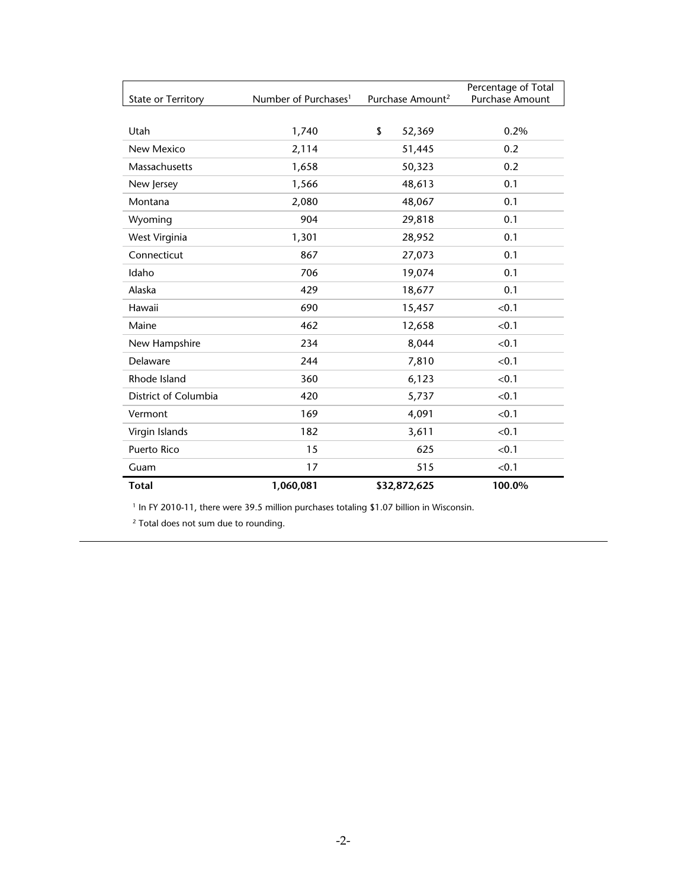| State or Territory | Number of Purchases[1] | Purchase Amount[2] | Percentage of Total Purchase Amount |
|---|---|---|---|
| Utah | 1,740 | $ 52,369 | 0.2% |
| New Mexico | 2,114 | 51,445 | 0.2 |
| Massachusetts | 1,658 | 50,323 | 0.2 |
| New Jersey | 1,566 | 48,613 | 0.1 |
| Montana | 2,080 | 48,067 | 0.1 |
| Wyoming | 904 | 29,818 | 0.1 |
| West Virginia | 1,301 | 28,952 | 0.1 |
| Connecticut | 867 | 27,073 | 0.1 |
| Idaho | 706 | 19,074 | 0.1 |
| Alaska | 429 | 18,677 | 0.1 |
| Hawaii | 690 | 15,457 | <0.1 |
| Maine | 462 | 12,658 | <0.1 |
| New Hampshire | 234 | 8,044 | <0.1 |
| Delaware | 244 | 7,810 | <0.1 |
| Rhode Island | 360 | 6,123 | <0.1 |
| District of Columbia | 420 | 5,737 | <0.1 |
| Vermont | 169 | 4,091 | <0.1 |
| Virgin Islands | 182 | 3,611 | <0.1 |
| Puerto Rico | 15 | 625 | <0.1 |
| Guam | 17 | 515 | <0.1 |
| **Total** | **1,060,081** | **$32,872,625** | **100.0%** |

[1] In FY 2010-11, there were 39.5 million purchases totaling $1.07 billion in Wisconsin.

[2] Total does not sum due to rounding.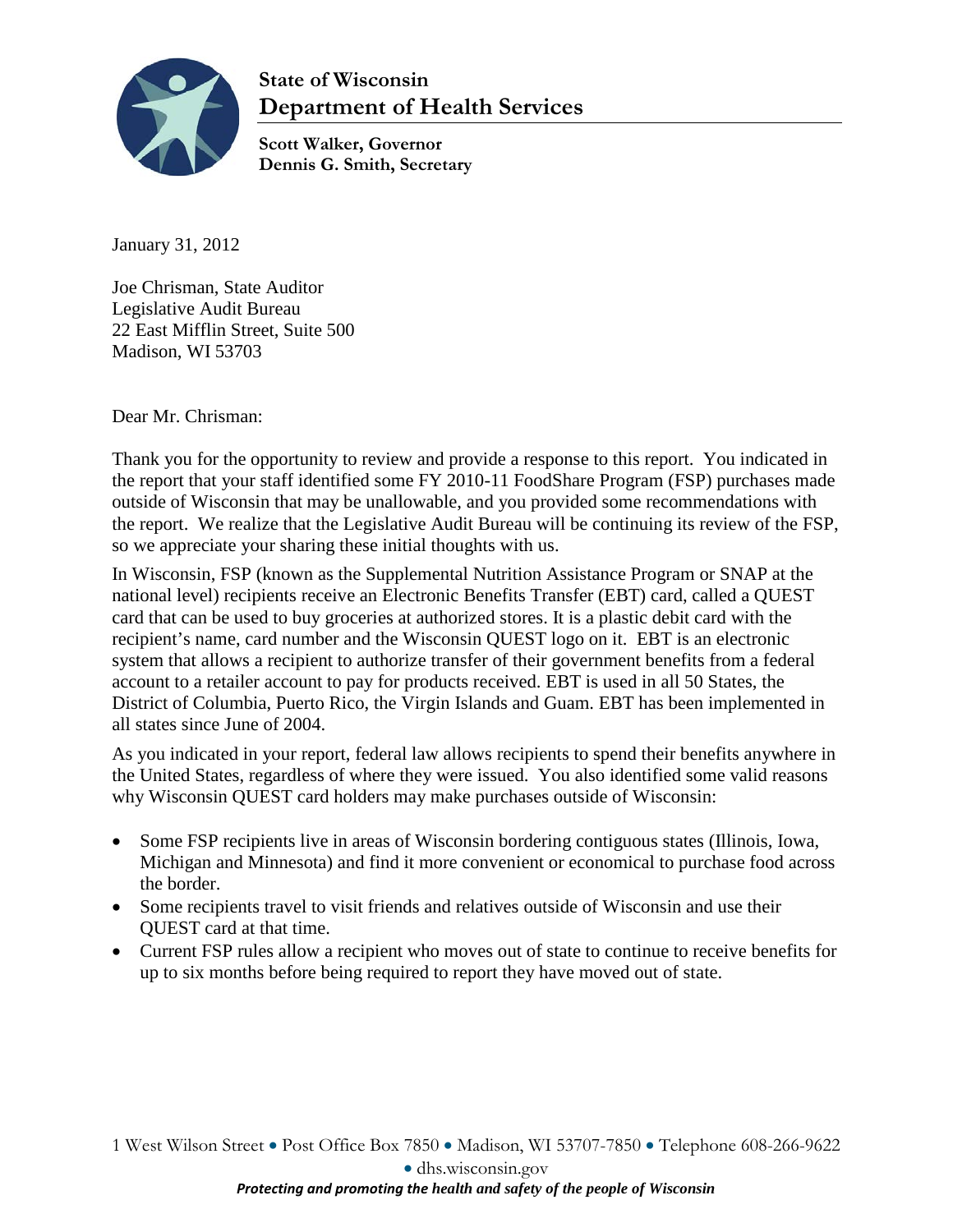**State of Wisconsin**
**Department of Health Services**

**Scott Walker, Governor**
**Dennis G. Smith, Secretary**

January 31, 2012

Joe Chrisman, State Auditor
Legislative Audit Bureau
22 East Mifflin Street, Suite 500
Madison, WI 53703

Dear Mr. Chrisman:

Thank you for the opportunity to review and provide a response to this report. You indicated in the report that your staff identified some FY 2010-11 FoodShare Program (FSP) purchases made outside of Wisconsin that may be unallowable, and you provided some recommendations with the report. We realize that the Legislative Audit Bureau will be continuing its review of the FSP, so we appreciate your sharing these initial thoughts with us.

In Wisconsin, FSP (known as the Supplemental Nutrition Assistance Program or SNAP at the national level) recipients receive an Electronic Benefits Transfer (EBT) card, called a QUEST card that can be used to buy groceries at authorized stores. It is a plastic debit card with the recipient's name, card number and the Wisconsin QUEST logo on it. EBT is an electronic system that allows a recipient to authorize transfer of their government benefits from a federal account to a retailer account to pay for products received. EBT is used in all 50 States, the District of Columbia, Puerto Rico, the Virgin Islands and Guam. EBT has been implemented in all states since June of 2004.

As you indicated in your report, federal law allows recipients to spend their benefits anywhere in the United States, regardless of where they were issued. You also identified some valid reasons why Wisconsin QUEST card holders may make purchases outside of Wisconsin:

- Some FSP recipients live in areas of Wisconsin bordering contiguous states (Illinois, Iowa, Michigan and Minnesota) and find it more convenient or economical to purchase food across the border.
- Some recipients travel to visit friends and relatives outside of Wisconsin and use their QUEST card at that time.
- Current FSP rules allow a recipient who moves out of state to continue to receive benefits for up to six months before being required to report they have moved out of state.

1 West Wilson Street • Post Office Box 7850 • Madison, WI 53707-7850 • Telephone 608-266-9622 • dhs.wisconsin.gov

*Protecting and promoting the health and safety of the people of Wisconsin*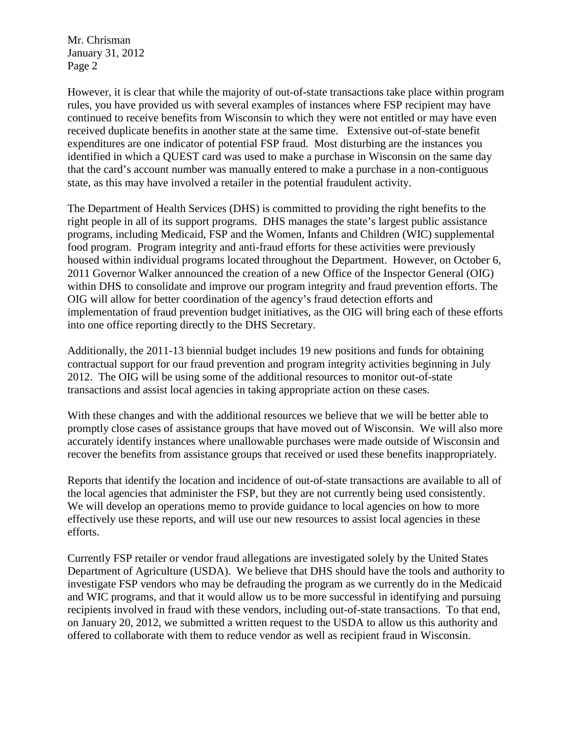However, it is clear that while the majority of out-of-state transactions take place within program rules, you have provided us with several examples of instances where FSP recipient may have continued to receive benefits from Wisconsin to which they were not entitled or may have even received duplicate benefits in another state at the same time. Extensive out-of-state benefit expenditures are one indicator of potential FSP fraud. Most disturbing are the instances you identified in which a QUEST card was used to make a purchase in Wisconsin on the same day that the card's account number was manually entered to make a purchase in a non-contiguous state, as this may have involved a retailer in the potential fraudulent activity.

The Department of Health Services (DHS) is committed to providing the right benefits to the right people in all of its support programs. DHS manages the state's largest public assistance programs, including Medicaid, FSP and the Women, Infants and Children (WIC) supplemental food program. Program integrity and anti-fraud efforts for these activities were previously housed within individual programs located throughout the Department. However, on October 6, 2011 Governor Walker announced the creation of a new Office of the Inspector General (OIG) within DHS to consolidate and improve our program integrity and fraud prevention efforts. The OIG will allow for better coordination of the agency's fraud detection efforts and implementation of fraud prevention budget initiatives, as the OIG will bring each of these efforts into one office reporting directly to the DHS Secretary.

Additionally, the 2011-13 biennial budget includes 19 new positions and funds for obtaining contractual support for our fraud prevention and program integrity activities beginning in July 2012. The OIG will be using some of the additional resources to monitor out-of-state transactions and assist local agencies in taking appropriate action on these cases.

With these changes and with the additional resources we believe that we will be better able to promptly close cases of assistance groups that have moved out of Wisconsin. We will also more accurately identify instances where unallowable purchases were made outside of Wisconsin and recover the benefits from assistance groups that received or used these benefits inappropriately.

Reports that identify the location and incidence of out-of-state transactions are available to all of the local agencies that administer the FSP, but they are not currently being used consistently. We will develop an operations memo to provide guidance to local agencies on how to more effectively use these reports, and will use our new resources to assist local agencies in these efforts.

Currently FSP retailer or vendor fraud allegations are investigated solely by the United States Department of Agriculture (USDA). We believe that DHS should have the tools and authority to investigate FSP vendors who may be defrauding the program as we currently do in the Medicaid and WIC programs, and that it would allow us to be more successful in identifying and pursuing recipients involved in fraud with these vendors, including out-of-state transactions. To that end, on January 20, 2012, we submitted a written request to the USDA to allow us this authority and offered to collaborate with them to reduce vendor as well as recipient fraud in Wisconsin.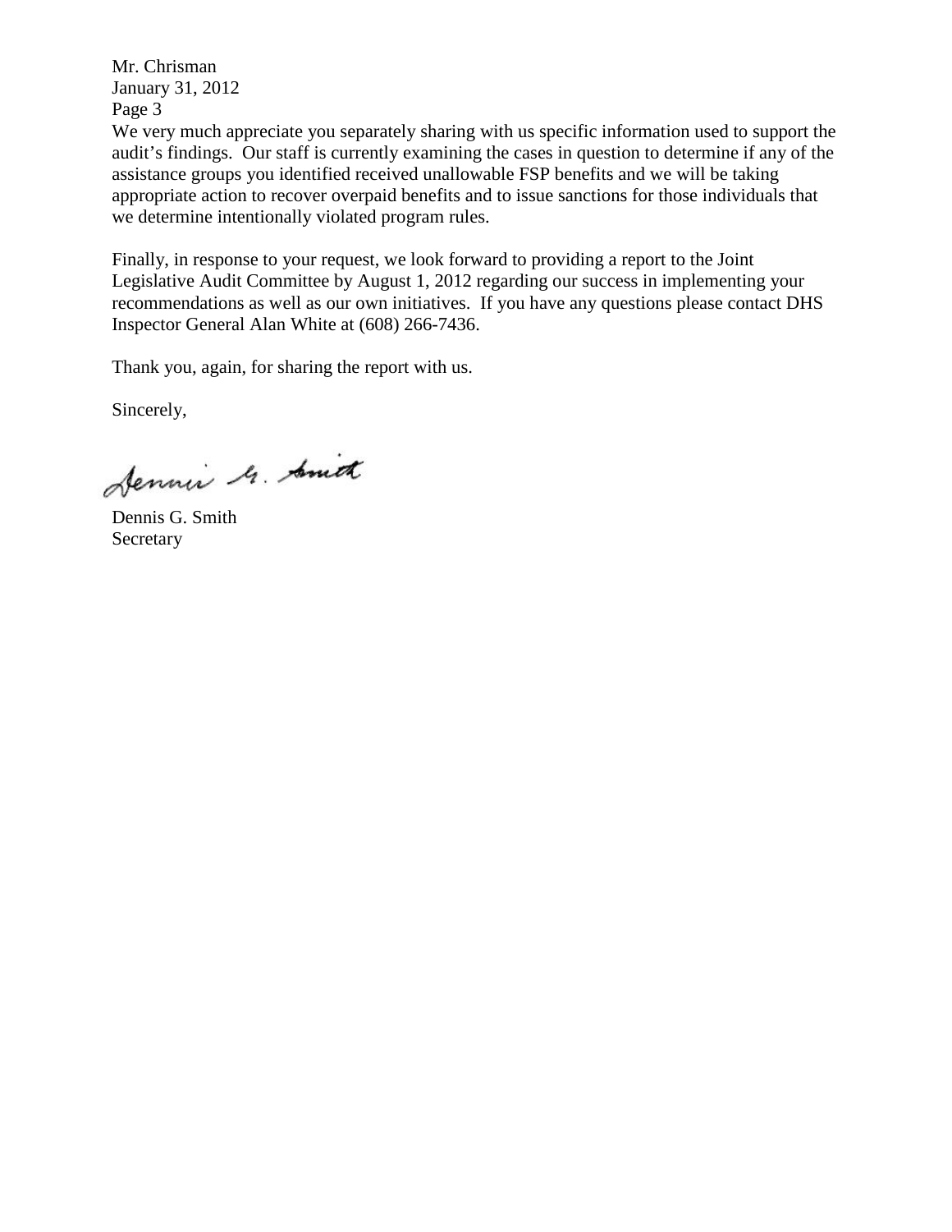Mr. Chrisman
January 31, 2012
Page 3

We very much appreciate you separately sharing with us specific information used to support the audit's findings. Our staff is currently examining the cases in question to determine if any of the assistance groups you identified received unallowable FSP benefits and we will be taking appropriate action to recover overpaid benefits and to issue sanctions for those individuals that we determine intentionally violated program rules.

Finally, in response to your request, we look forward to providing a report to the Joint Legislative Audit Committee by August 1, 2012 regarding our success in implementing your recommendations as well as our own initiatives. If you have any questions please contact DHS Inspector General Alan White at (608) 266-7436.

Thank you, again, for sharing the report with us.

Sincerely,

Dennis G. Smith
Secretary